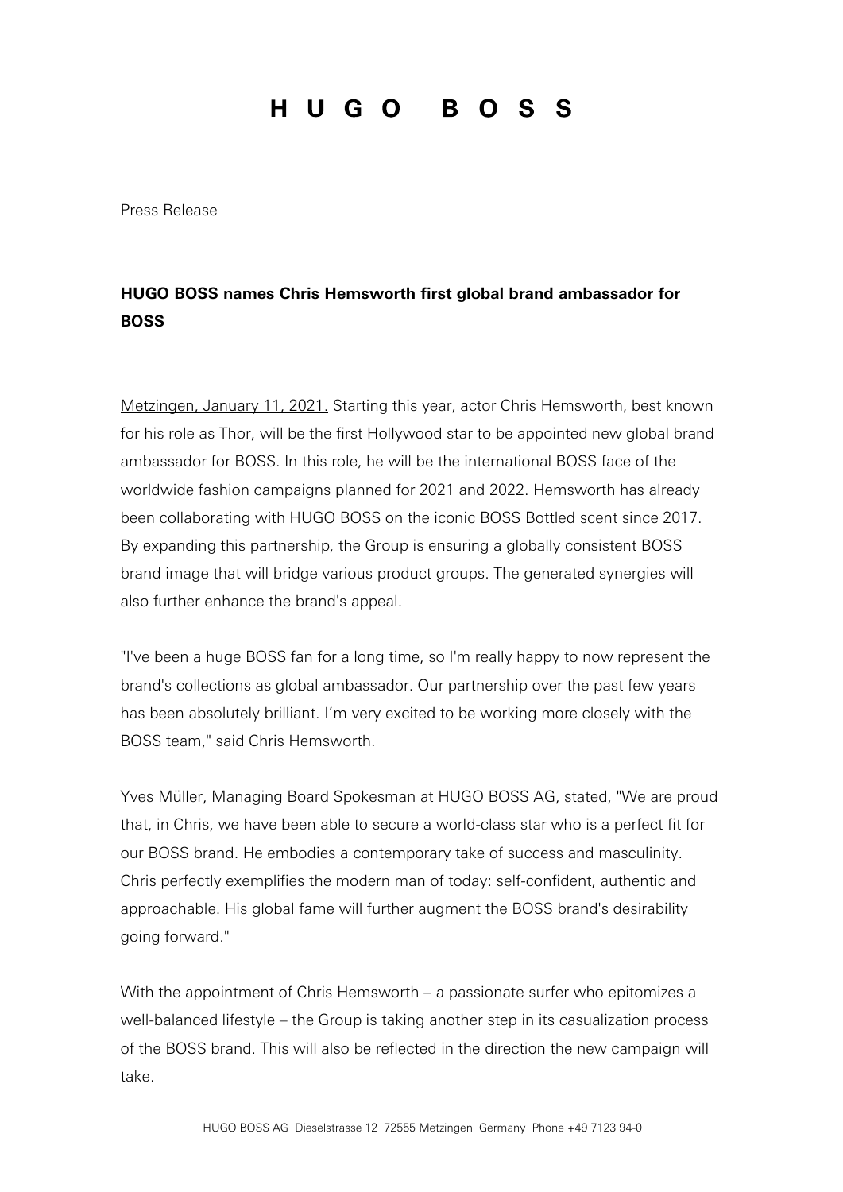# HUGO BOSS

Press Release

**HUGO BOSS names Chris Hemsworth first global brand ambassador for BOSS**

Metzingen, January 11, 2021. Starting this year, actor Chris Hemsworth, best known for his role as Thor, will be the first Hollywood star to be appointed new global brand ambassador for BOSS. In this role, he will be the international BOSS face of the worldwide fashion campaigns planned for 2021 and 2022. Hemsworth has already been collaborating with HUGO BOSS on the iconic BOSS Bottled scent since 2017. By expanding this partnership, the Group is ensuring a globally consistent BOSS brand image that will bridge various product groups. The generated synergies will also further enhance the brand's appeal.

"I've been a huge BOSS fan for a long time, so I'm really happy to now represent the brand's collections as global ambassador. Our partnership over the past few years has been absolutely brilliant. I'm very excited to be working more closely with the BOSS team," said Chris Hemsworth.

Yves Müller, Managing Board Spokesman at HUGO BOSS AG, stated, "We are proud that, in Chris, we have been able to secure a world-class star who is a perfect fit for our BOSS brand. He embodies a contemporary take of success and masculinity. Chris perfectly exemplifies the modern man of today: self-confident, authentic and approachable. His global fame will further augment the BOSS brand's desirability going forward."

With the appointment of Chris Hemsworth – a passionate surfer who epitomizes a well-balanced lifestyle – the Group is taking another step in its casualization process of the BOSS brand. This will also be reflected in the direction the new campaign will take.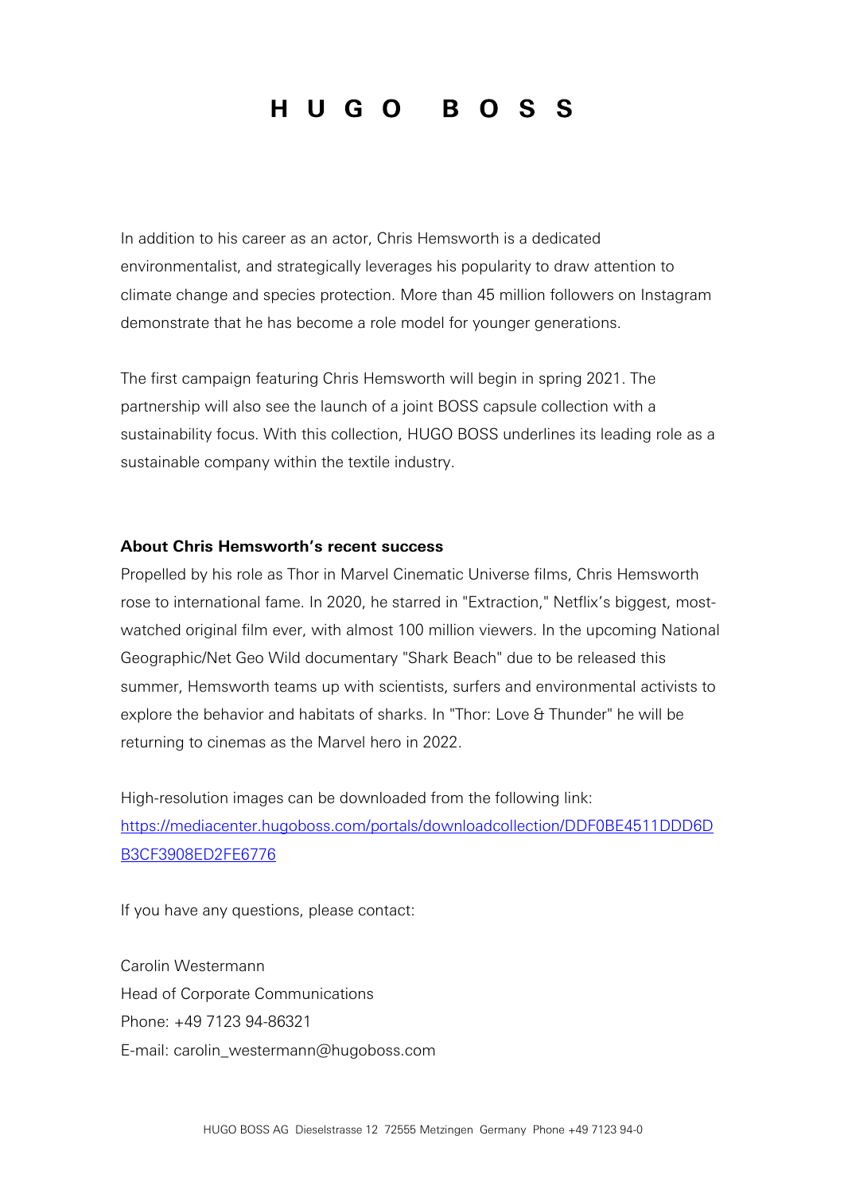In addition to his career as an actor, Chris Hemsworth is a dedicated environmentalist, and strategically leverages his popularity to draw attention to climate change and species protection. More than 45 million followers on Instagram demonstrate that he has become a role model for younger generations.

The first campaign featuring Chris Hemsworth will begin in spring 2021. The partnership will also see the launch of a joint BOSS capsule collection with a sustainability focus. With this collection, HUGO BOSS underlines its leading role as a sustainable company within the textile industry.

**About Chris Hemsworth's recent success**

Propelled by his role as Thor in Marvel Cinematic Universe films, Chris Hemsworth rose to international fame. In 2020, he starred in "Extraction," Netflix's biggest, most-watched original film ever, with almost 100 million viewers. In the upcoming National Geographic/Net Geo Wild documentary "Shark Beach" due to be released this summer, Hemsworth teams up with scientists, surfers and environmental activists to explore the behavior and habitats of sharks. In "Thor: Love & Thunder" he will be returning to cinemas as the Marvel hero in 2022.

High-resolution images can be downloaded from the following link:
[https://mediacenter.hugoboss.com/portals/downloadcollection/DDF0BE4511DDD6DB3CF3908ED2FE6776](https://mediacenter.hugoboss.com/portals/downloadcollection/DDF0BE4511DDD6DB3CF3908ED2FE6776)

If you have any questions, please contact:

Carolin Westermann
Head of Corporate Communications
Phone: +49 7123 94-86321
E-mail: carolin_westermann@hugoboss.com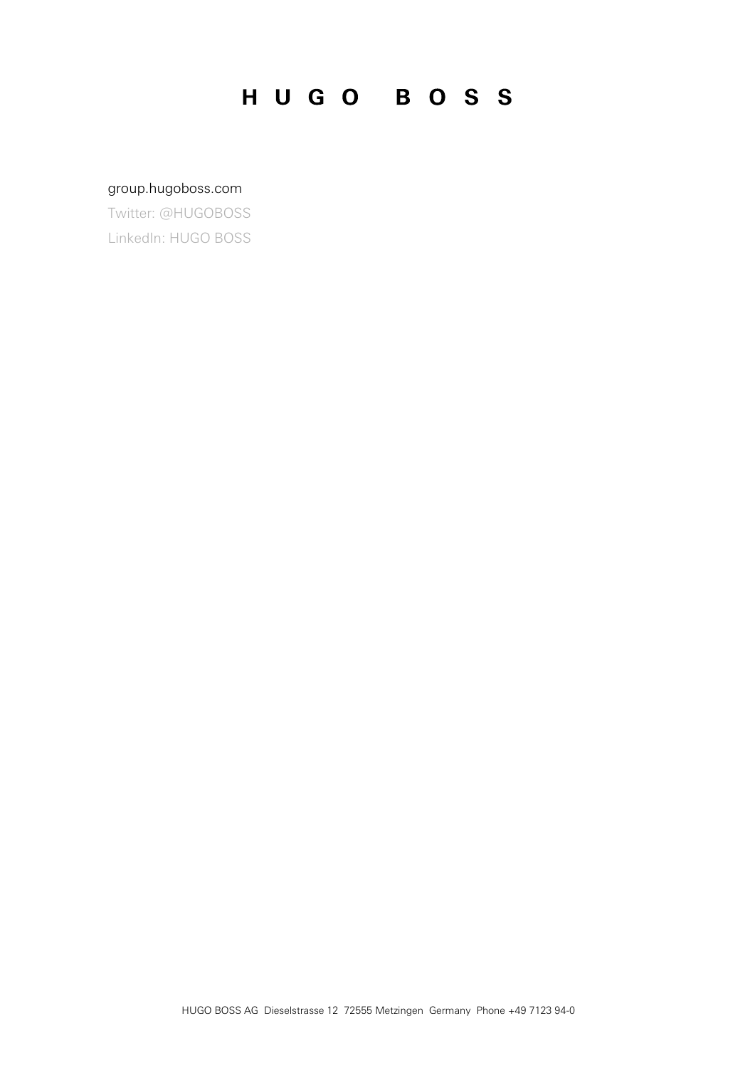# H U G O   B O S S

group.hugoboss.com

Twitter: @HUGOBOSS

LinkedIn: HUGO BOSS

HUGO BOSS AG  Dieselstrasse 12  72555 Metzingen  Germany  Phone +49 7123 94-0